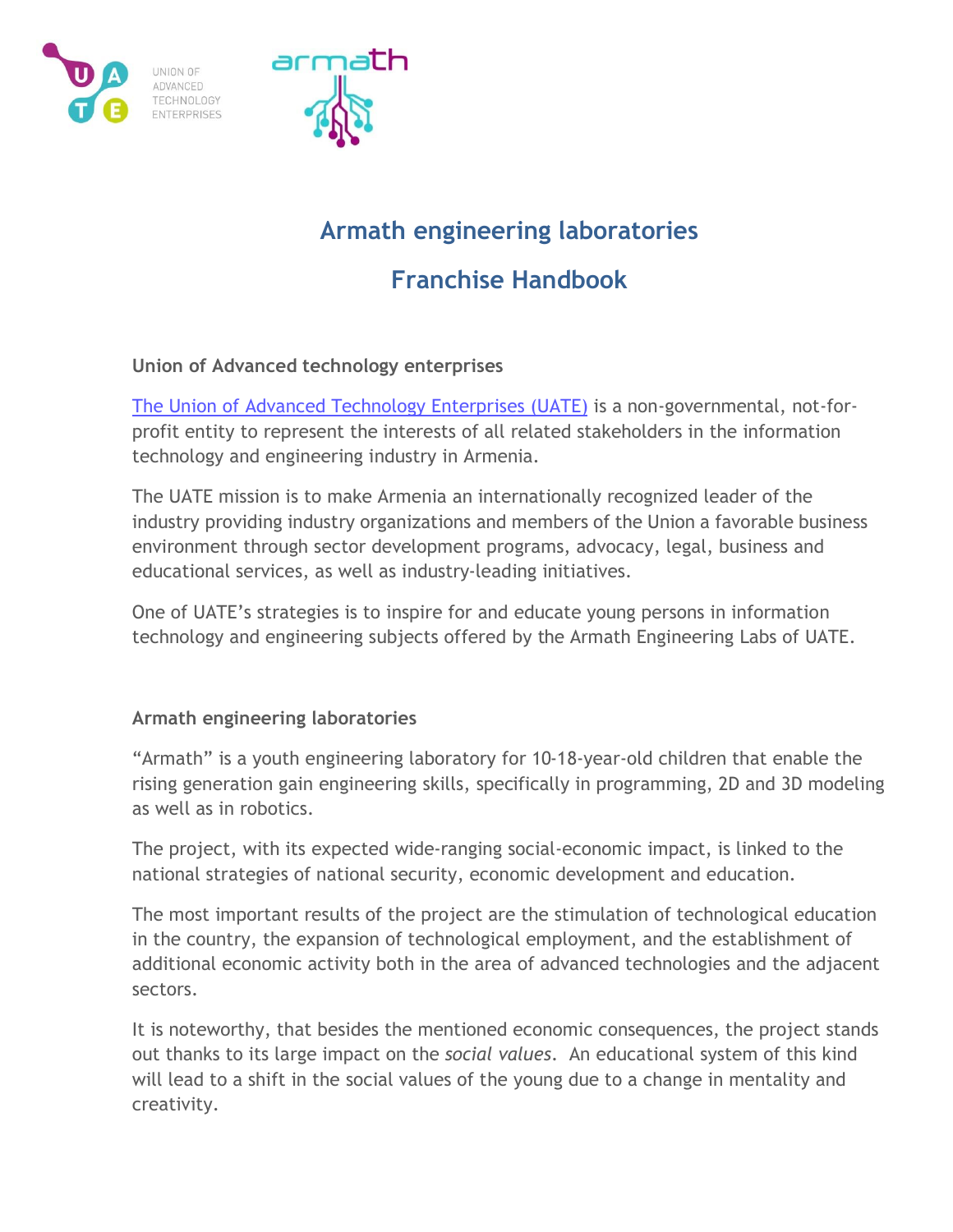# Armath engineering laboratories

# Franchise Handbook

## Union of Advanced technology enterprises

The Union of Advanced Technology Enterprises (UATE) is a non-governmental, not-for-profit entity to represent the interests of all related stakeholders in the information technology and engineering industry in Armenia.

The UATE mission is to make Armenia an internationally recognized leader of the industry providing industry organizations and members of the Union a favorable business environment through sector development programs, advocacy, legal, business and educational services, as well as industry-leading initiatives.

One of UATE's strategies is to inspire for and educate young persons in information technology and engineering subjects offered by the Armath Engineering Labs of UATE.

## Armath engineering laboratories

"Armath" is a youth engineering laboratory for 10-18-year-old children that enable the rising generation gain engineering skills, specifically in programming, 2D and 3D modeling as well as in robotics.

The project, with its expected wide-ranging social-economic impact, is linked to the national strategies of national security, economic development and education.

The most important results of the project are the stimulation of technological education in the country, the expansion of technological employment, and the establishment of additional economic activity both in the area of advanced technologies and the adjacent sectors.

It is noteworthy, that besides the mentioned economic consequences, the project stands out thanks to its large impact on the *social values*. An educational system of this kind will lead to a shift in the social values of the young due to a change in mentality and creativity.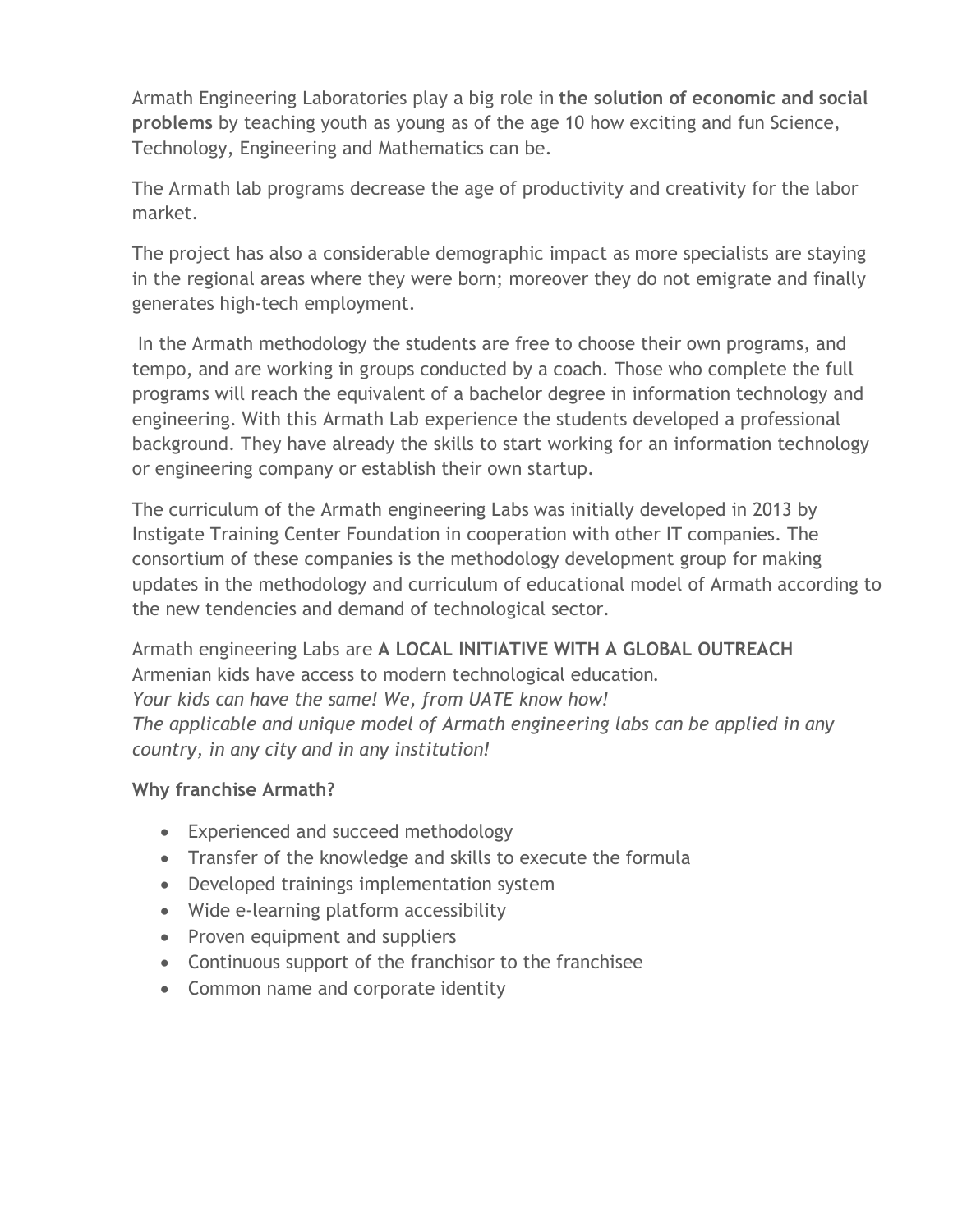Armath Engineering Laboratories play a big role in **the solution of economic and social problems** by teaching youth as young as of the age 10 how exciting and fun Science, Technology, Engineering and Mathematics can be.

The Armath lab programs decrease the age of productivity and creativity for the labor market.

The project has also a considerable demographic impact as more specialists are staying in the regional areas where they were born; moreover they do not emigrate and finally generates high-tech employment.

In the Armath methodology the students are free to choose their own programs, and tempo, and are working in groups conducted by a coach. Those who complete the full programs will reach the equivalent of a bachelor degree in information technology and engineering. With this Armath Lab experience the students developed a professional background. They have already the skills to start working for an information technology or engineering company or establish their own startup.

The curriculum of the Armath engineering Labs was initially developed in 2013 by Instigate Training Center Foundation in cooperation with other IT companies. The consortium of these companies is the methodology development group for making updates in the methodology and curriculum of educational model of Armath according to the new tendencies and demand of technological sector.

Armath engineering Labs are **A LOCAL INITIATIVE WITH A GLOBAL OUTREACH**
Armenian kids have access to modern technological education.
*Your kids can have the same! We, from UATE know how!*
*The applicable and unique model of Armath engineering labs can be applied in any country, in any city and in any institution!*

**Why franchise Armath?**

- Experienced and succeed methodology
- Transfer of the knowledge and skills to execute the formula
- Developed trainings implementation system
- Wide e-learning platform accessibility
- Proven equipment and suppliers
- Continuous support of the franchisor to the franchisee
- Common name and corporate identity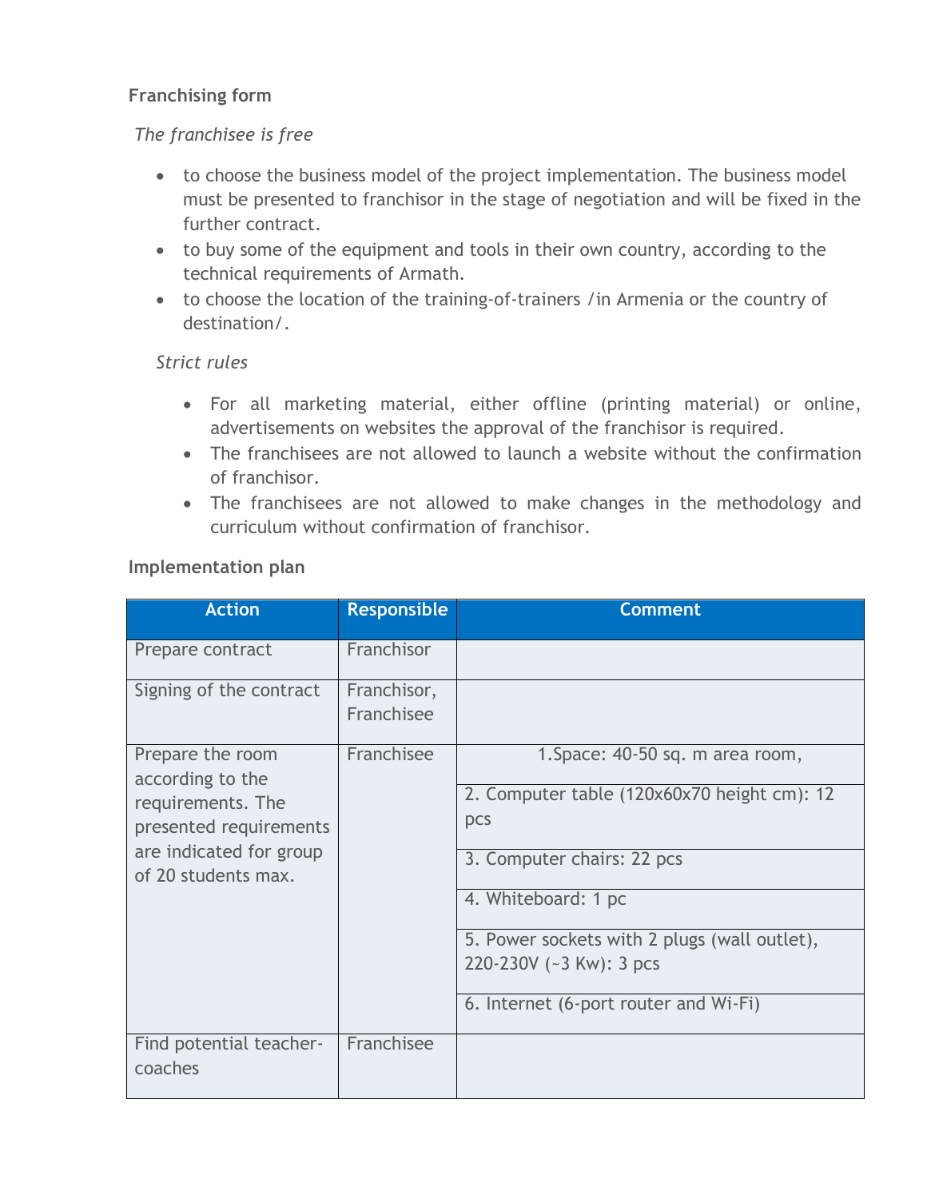**Franchising form**

*The franchisee is free*

- to choose the business model of the project implementation. The business model must be presented to franchisor in the stage of negotiation and will be fixed in the further contract.
- to buy some of the equipment and tools in their own country, according to the technical requirements of Armath.
- to choose the location of the training-of-trainers /in Armenia or the country of destination/.

*Strict rules*

- For all marketing material, either offline (printing material) or online, advertisements on websites the approval of the franchisor is required.
- The franchisees are not allowed to launch a website without the confirmation of franchisor.
- The franchisees are not allowed to make changes in the methodology and curriculum without confirmation of franchisor.

**Implementation plan**

| Action | Responsible | Comment |
|---|---|---|
| Prepare contract | Franchisor | |
| Signing of the contract | Franchisor, Franchisee | |
| Prepare the room according to the requirements. The presented requirements are indicated for group of 20 students max. | Franchisee | 1.Space: 40-50 sq. m area room, |
| | | 2. Computer table (120x60x70 height cm): 12 pcs |
| | | 3. Computer chairs: 22 pcs |
| | | 4. Whiteboard: 1 pc |
| | | 5. Power sockets with 2 plugs (wall outlet), 220-230V (~3 Kw): 3 pcs |
| | | 6. Internet (6-port router and Wi-Fi) |
| Find potential teacher-coaches | Franchisee | |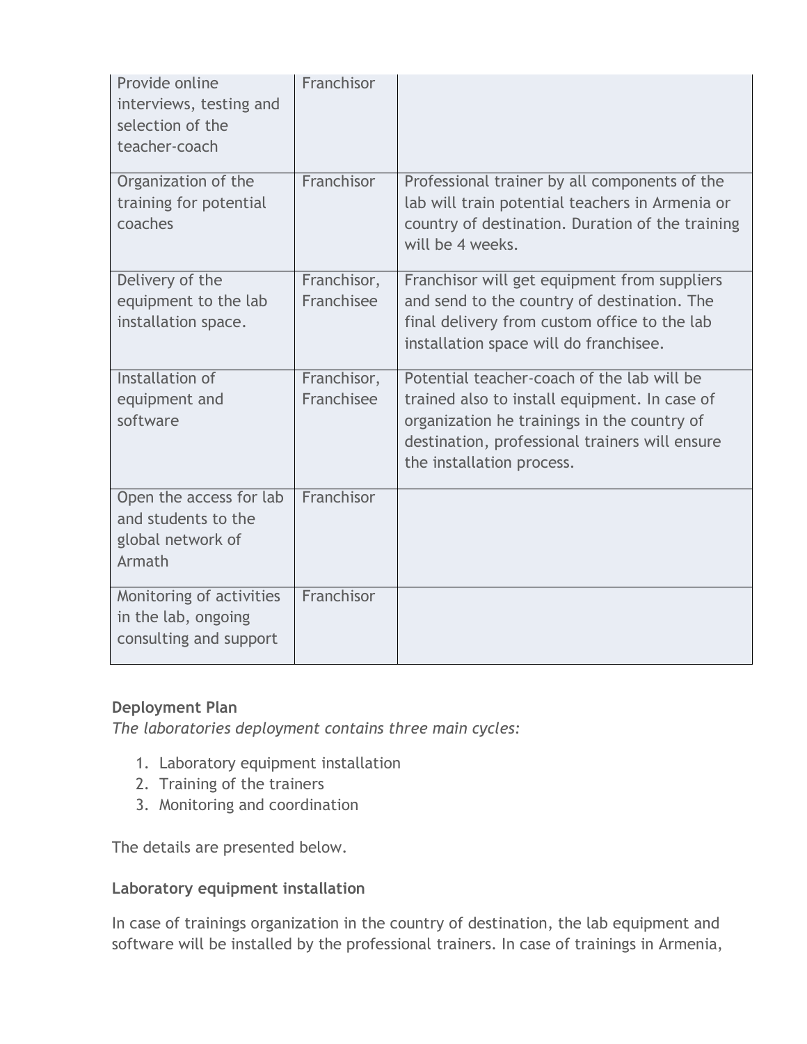| | | |
|---|---|---|
| Provide online interviews, testing and selection of the teacher-coach | Franchisor | |
| Organization of the training for potential coaches | Franchisor | Professional trainer by all components of the lab will train potential teachers in Armenia or country of destination. Duration of the training will be 4 weeks. |
| Delivery of the equipment to the lab installation space. | Franchisor, Franchisee | Franchisor will get equipment from suppliers and send to the country of destination. The final delivery from custom office to the lab installation space will do franchisee. |
| Installation of equipment and software | Franchisor, Franchisee | Potential teacher-coach of the lab will be trained also to install equipment. In case of organization he trainings in the country of destination, professional trainers will ensure the installation process. |
| Open the access for lab and students to the global network of Armath | Franchisor | |
| Monitoring of activities in the lab, ongoing consulting and support | Franchisor | |

**Deployment Plan**

*The laboratories deployment contains three main cycles:*

1. Laboratory equipment installation
2. Training of the trainers
3. Monitoring and coordination

The details are presented below.

**Laboratory equipment installation**

In case of trainings organization in the country of destination, the lab equipment and software will be installed by the professional trainers. In case of trainings in Armenia,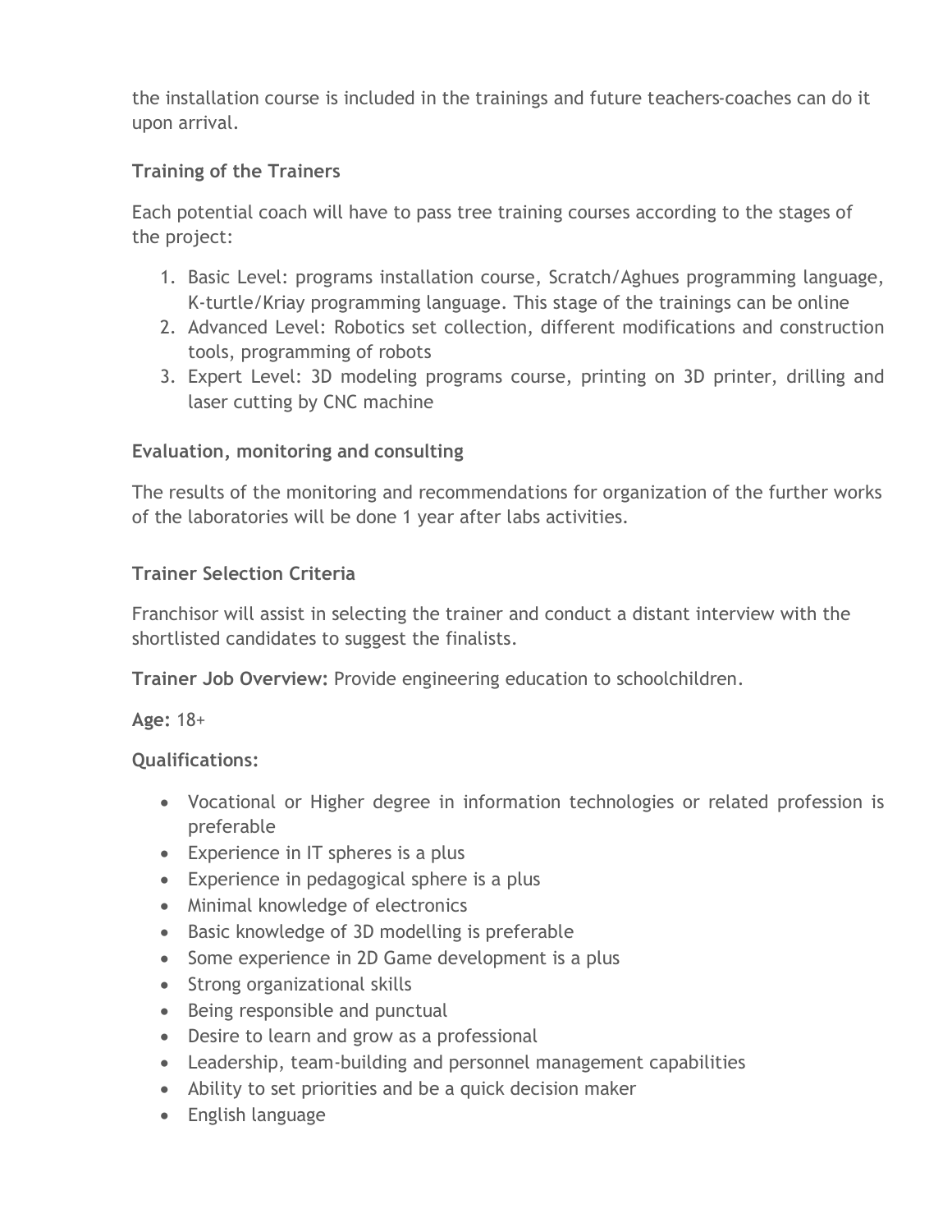the installation course is included in the trainings and future teachers-coaches can do it upon arrival.

### Training of the Trainers

Each potential coach will have to pass tree training courses according to the stages of the project:

1. Basic Level: programs installation course, Scratch/Aghues programming language, K-turtle/Kriay programming language. This stage of the trainings can be online
2. Advanced Level: Robotics set collection, different modifications and construction tools, programming of robots
3. Expert Level: 3D modeling programs course, printing on 3D printer, drilling and laser cutting by CNC machine

### Evaluation, monitoring and consulting

The results of the monitoring and recommendations for organization of the further works of the laboratories will be done 1 year after labs activities.

### Trainer Selection Criteria

Franchisor will assist in selecting the trainer and conduct a distant interview with the shortlisted candidates to suggest the finalists.

**Trainer Job Overview:** Provide engineering education to schoolchildren.

**Age:** 18+

**Qualifications:**

- Vocational or Higher degree in information technologies or related profession is preferable
- Experience in IT spheres is a plus
- Experience in pedagogical sphere is a plus
- Minimal knowledge of electronics
- Basic knowledge of 3D modelling is preferable
- Some experience in 2D Game development is a plus
- Strong organizational skills
- Being responsible and punctual
- Desire to learn and grow as a professional
- Leadership, team-building and personnel management capabilities
- Ability to set priorities and be a quick decision maker
- English language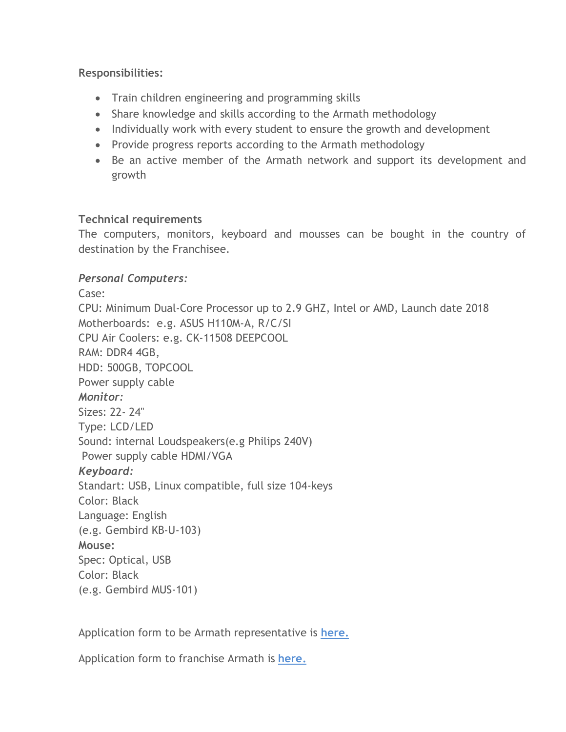**Responsibilities:**

- Train children engineering and programming skills
- Share knowledge and skills according to the Armath methodology
- Individually work with every student to ensure the growth and development
- Provide progress reports according to the Armath methodology
- Be an active member of the Armath network and support its development and growth

**Technical requirements**

The computers, monitors, keyboard and mousses can be bought in the country of destination by the Franchisee.

***Personal Computers:***

Case:
CPU: Minimum Dual-Core Processor up to 2.9 GHZ, Intel or AMD, Launch date 2018
Motherboards: e.g. ASUS H110M-A, R/C/SI
CPU Air Coolers: e.g. CK-11508 DEEPCOOL
RAM: DDR4 4GB,
HDD: 500GB, TOPCOOL
Power supply cable

***Monitor:***

Sizes: 22- 24"
Type: LCD/LED
Sound: internal Loudspeakers(e.g Philips 240V)
Power supply cable HDMI/VGA

***Keyboard:***

Standart: USB, Linux compatible, full size 104-keys
Color: Black
Language: English
(e.g. Gembird KB-U-103)

**Mouse:**

Spec: Optical, USB
Color: Black
(e.g. Gembird MUS-101)

Application form to be Armath representative is **here.**

Application form to franchise Armath is **here.**